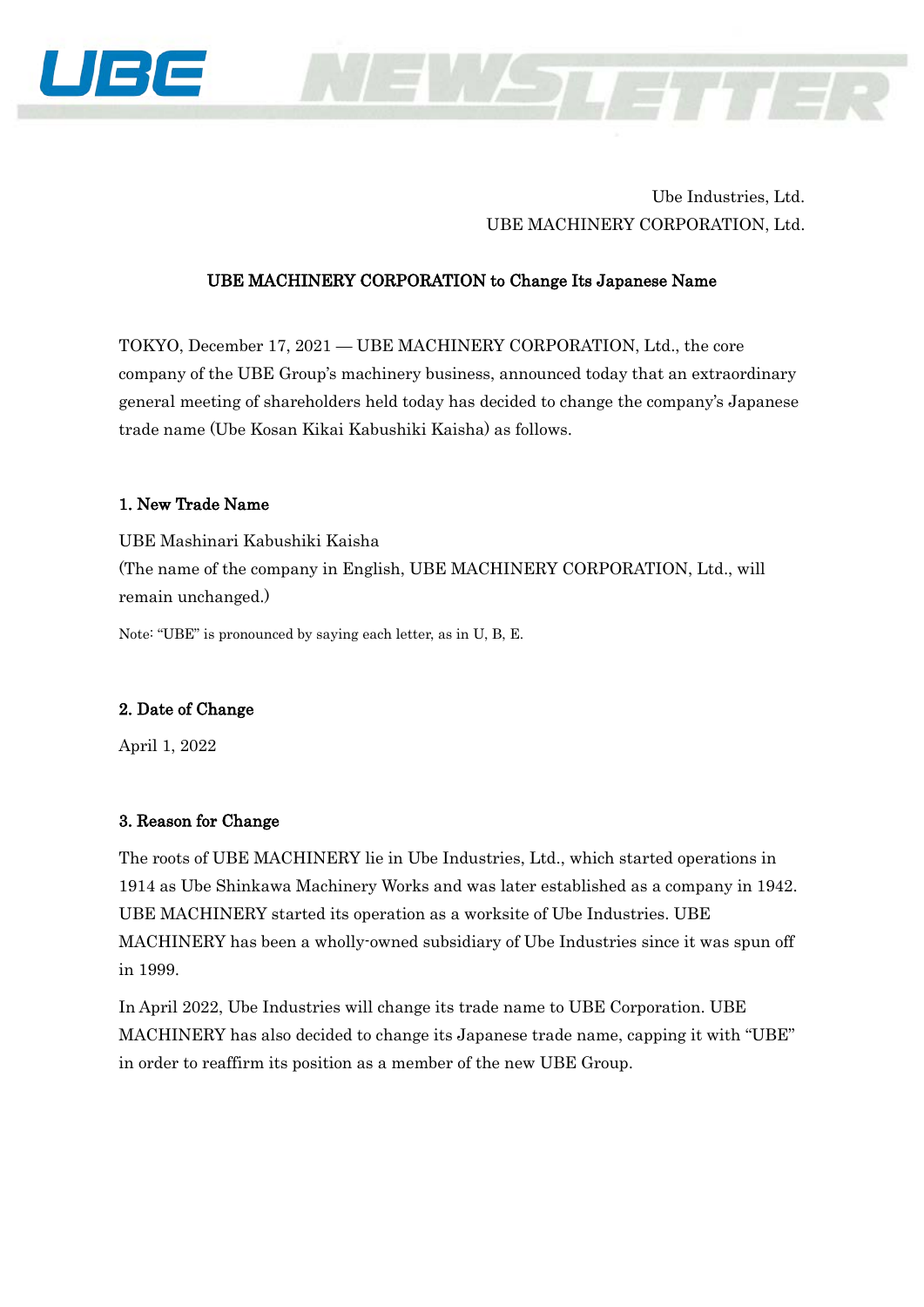Ube Industries, Ltd.
UBE MACHINERY CORPORATION, Ltd.

## UBE MACHINERY CORPORATION to Change Its Japanese Name

TOKYO, December 17, 2021 — UBE MACHINERY CORPORATION, Ltd., the core company of the UBE Group's machinery business, announced today that an extraordinary general meeting of shareholders held today has decided to change the company's Japanese trade name (Ube Kosan Kikai Kabushiki Kaisha) as follows.

### 1. New Trade Name

UBE Mashinari Kabushiki Kaisha
(The name of the company in English, UBE MACHINERY CORPORATION, Ltd., will remain unchanged.)

Note: "UBE" is pronounced by saying each letter, as in U, B, E.

### 2. Date of Change

April 1, 2022

### 3. Reason for Change

The roots of UBE MACHINERY lie in Ube Industries, Ltd., which started operations in 1914 as Ube Shinkawa Machinery Works and was later established as a company in 1942. UBE MACHINERY started its operation as a worksite of Ube Industries. UBE MACHINERY has been a wholly-owned subsidiary of Ube Industries since it was spun off in 1999.

In April 2022, Ube Industries will change its trade name to UBE Corporation. UBE MACHINERY has also decided to change its Japanese trade name, capping it with "UBE" in order to reaffirm its position as a member of the new UBE Group.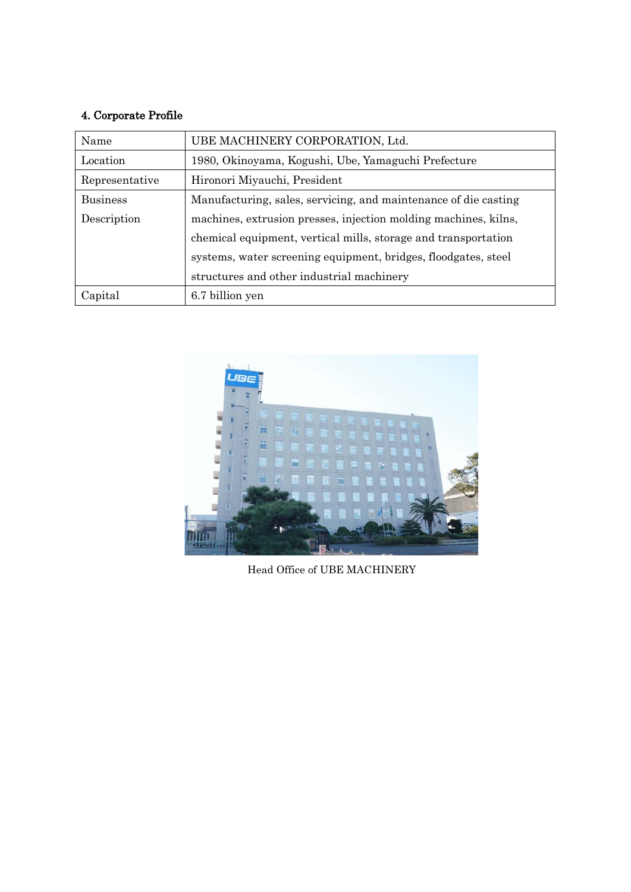### 4. Corporate Profile

| | |
|---|---|
| Name | UBE MACHINERY CORPORATION, Ltd. |
| Location | 1980, Okinoyama, Kogushi, Ube, Yamaguchi Prefecture |
| Representative | Hironori Miyauchi, President |
| Business Description | Manufacturing, sales, servicing, and maintenance of die casting machines, extrusion presses, injection molding machines, kilns, chemical equipment, vertical mills, storage and transportation systems, water screening equipment, bridges, floodgates, steel structures and other industrial machinery |
| Capital | 6.7 billion yen |

Head Office of UBE MACHINERY